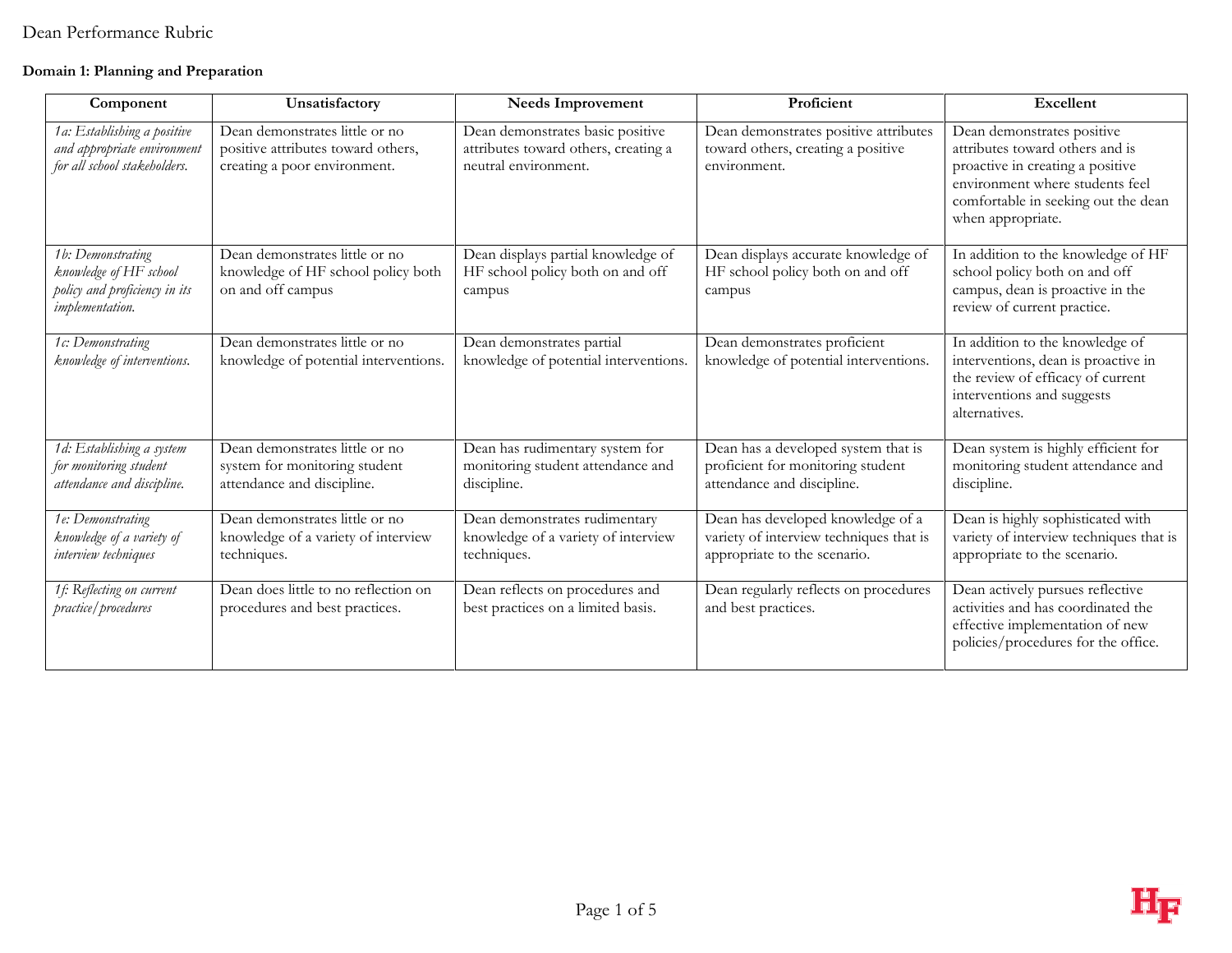# Dean Performance Rubric

**Domain 1: Planning and Preparation**

| Component | Unsatisfactory | Needs Improvement | Proficient | Excellent |
|---|---|---|---|---|
| *1a: Establishing a positive and appropriate environment for all school stakeholders.* | Dean demonstrates little or no positive attributes toward others, creating a poor environment. | Dean demonstrates basic positive attributes toward others, creating a neutral environment. | Dean demonstrates positive attributes toward others, creating a positive environment. | Dean demonstrates positive attributes toward others and is proactive in creating a positive environment where students feel comfortable in seeking out the dean when appropriate. |
| *1b: Demonstrating knowledge of HF school policy and proficiency in its implementation.* | Dean demonstrates little or no knowledge of HF school policy both on and off campus | Dean displays partial knowledge of HF school policy both on and off campus | Dean displays accurate knowledge of HF school policy both on and off campus | In addition to the knowledge of HF school policy both on and off campus, dean is proactive in the review of current practice. |
| *1c: Demonstrating knowledge of interventions.* | Dean demonstrates little or no knowledge of potential interventions. | Dean demonstrates partial knowledge of potential interventions. | Dean demonstrates proficient knowledge of potential interventions. | In addition to the knowledge of interventions, dean is proactive in the review of efficacy of current interventions and suggests alternatives. |
| *1d: Establishing a system for monitoring student attendance and discipline.* | Dean demonstrates little or no system for monitoring student attendance and discipline. | Dean has rudimentary system for monitoring student attendance and discipline. | Dean has a developed system that is proficient for monitoring student attendance and discipline. | Dean system is highly efficient for monitoring student attendance and discipline. |
| *1e: Demonstrating knowledge of a variety of interview techniques* | Dean demonstrates little or no knowledge of a variety of interview techniques. | Dean demonstrates rudimentary knowledge of a variety of interview techniques. | Dean has developed knowledge of a variety of interview techniques that is appropriate to the scenario. | Dean is highly sophisticated with variety of interview techniques that is appropriate to the scenario. |
| *1f: Reflecting on current practice/procedures* | Dean does little to no reflection on procedures and best practices. | Dean reflects on procedures and best practices on a limited basis. | Dean regularly reflects on procedures and best practices. | Dean actively pursues reflective activities and has coordinated the effective implementation of new policies/procedures for the office. |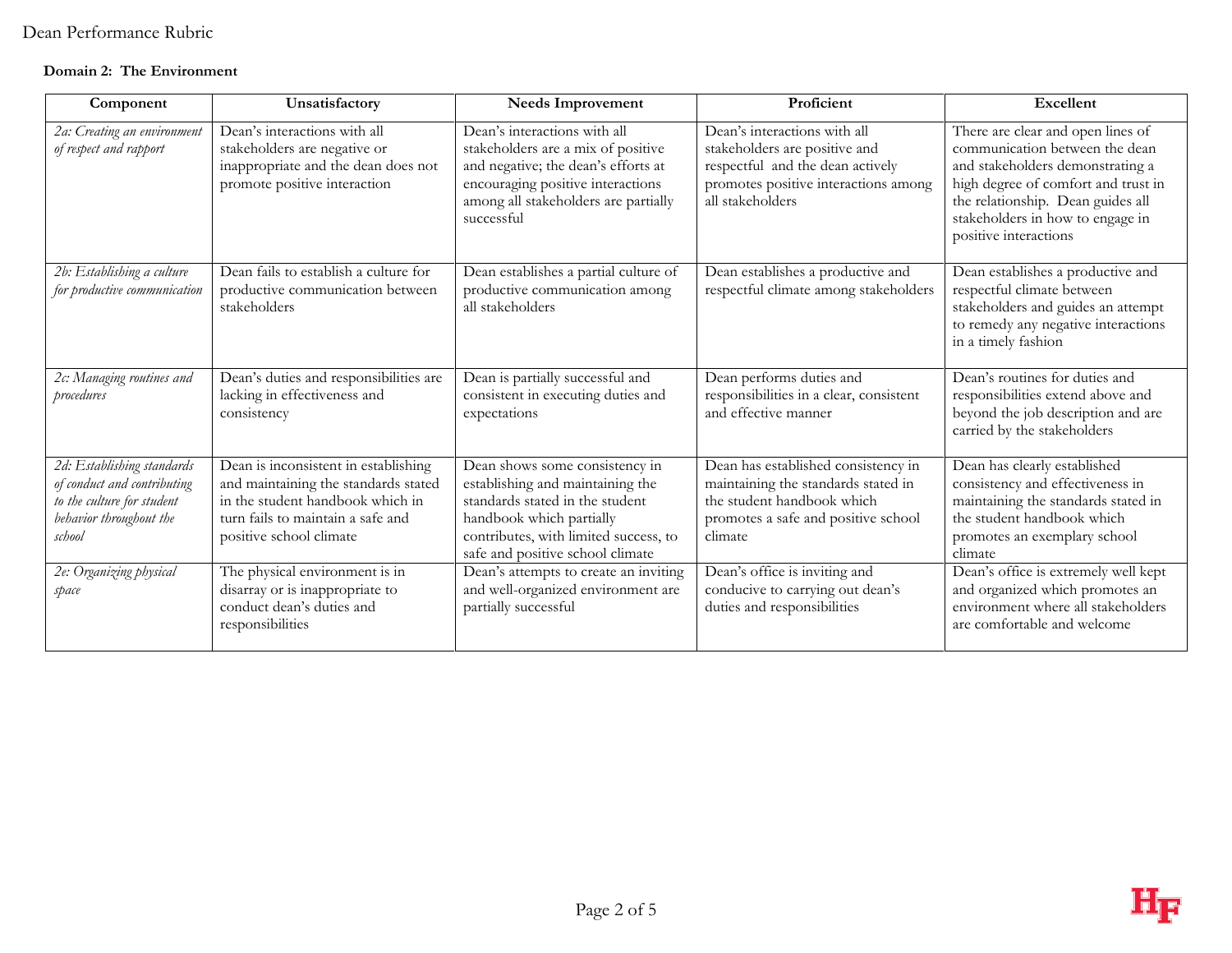**Domain 2: The Environment**

| Component | Unsatisfactory | Needs Improvement | Proficient | Excellent |
|---|---|---|---|---|
| *2a: Creating an environment of respect and rapport* | Dean's interactions with all stakeholders are negative or inappropriate and the dean does not promote positive interaction | Dean's interactions with all stakeholders are a mix of positive and negative; the dean's efforts at encouraging positive interactions among all stakeholders are partially successful | Dean's interactions with all stakeholders are positive and respectful and the dean actively promotes positive interactions among all stakeholders | There are clear and open lines of communication between the dean and stakeholders demonstrating a high degree of comfort and trust in the relationship. Dean guides all stakeholders in how to engage in positive interactions |
| *2b: Establishing a culture for productive communication* | Dean fails to establish a culture for productive communication between stakeholders | Dean establishes a partial culture of productive communication among all stakeholders | Dean establishes a productive and respectful climate among stakeholders | Dean establishes a productive and respectful climate between stakeholders and guides an attempt to remedy any negative interactions in a timely fashion |
| *2c: Managing routines and procedures* | Dean's duties and responsibilities are lacking in effectiveness and consistency | Dean is partially successful and consistent in executing duties and expectations | Dean performs duties and responsibilities in a clear, consistent and effective manner | Dean's routines for duties and responsibilities extend above and beyond the job description and are carried by the stakeholders |
| *2d: Establishing standards of conduct and contributing to the culture for student behavior throughout the school* | Dean is inconsistent in establishing and maintaining the standards stated in the student handbook which in turn fails to maintain a safe and positive school climate | Dean shows some consistency in establishing and maintaining the standards stated in the student handbook which partially contributes, with limited success, to safe and positive school climate | Dean has established consistency in maintaining the standards stated in the student handbook which promotes a safe and positive school climate | Dean has clearly established consistency and effectiveness in maintaining the standards stated in the student handbook which promotes an exemplary school climate |
| *2e: Organizing physical space* | The physical environment is in disarray or is inappropriate to conduct dean's duties and responsibilities | Dean's attempts to create an inviting and well-organized environment are partially successful | Dean's office is inviting and conducive to carrying out dean's duties and responsibilities | Dean's office is extremely well kept and organized which promotes an environment where all stakeholders are comfortable and welcome |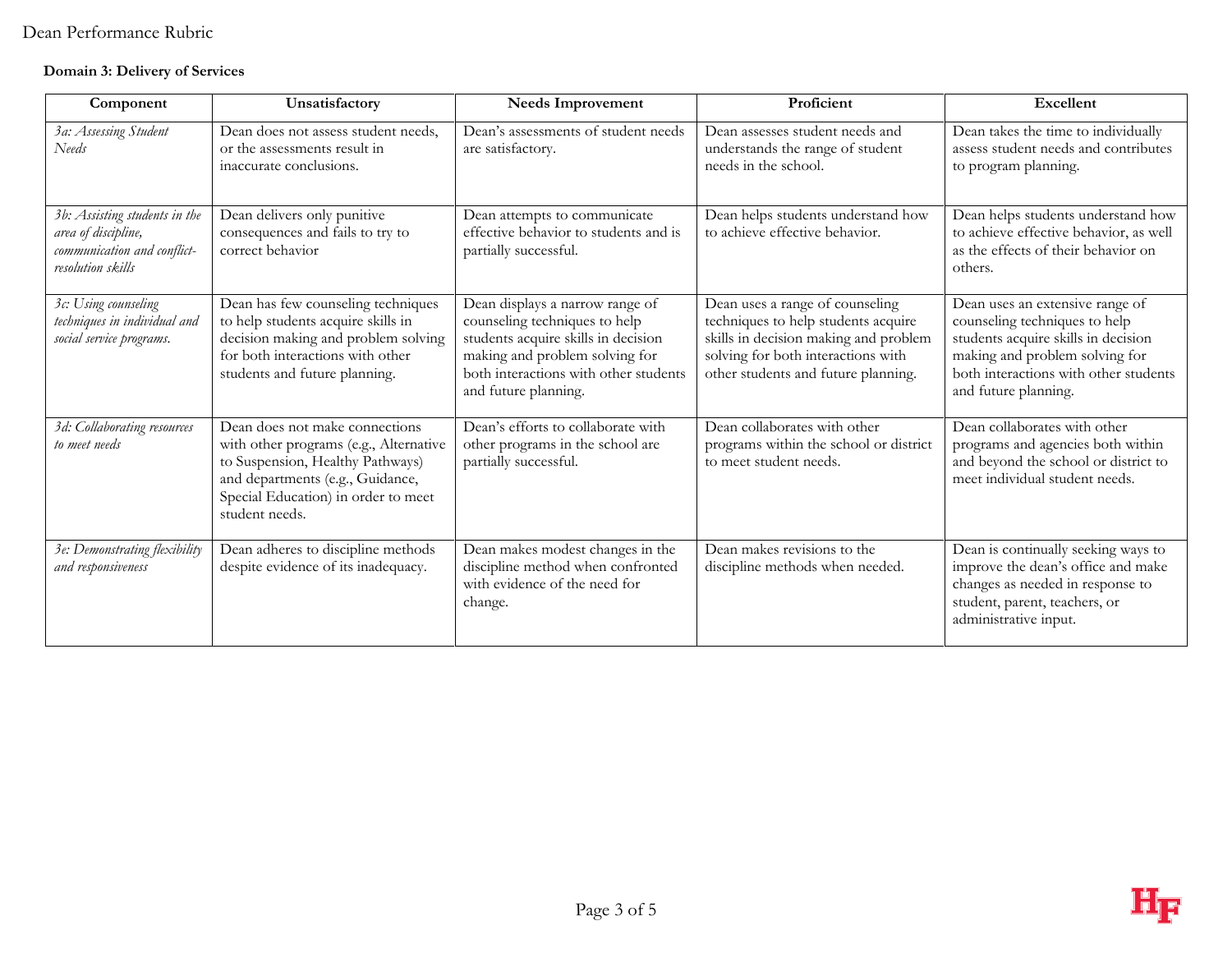### Domain 3: Delivery of Services

| Component | Unsatisfactory | Needs Improvement | Proficient | Excellent |
|---|---|---|---|---|
| *3a: Assessing Student Needs* | Dean does not assess student needs, or the assessments result in inaccurate conclusions. | Dean's assessments of student needs are satisfactory. | Dean assesses student needs and understands the range of student needs in the school. | Dean takes the time to individually assess student needs and contributes to program planning. |
| *3b: Assisting students in the area of discipline, communication and conflict-resolution skills* | Dean delivers only punitive consequences and fails to try to correct behavior | Dean attempts to communicate effective behavior to students and is partially successful. | Dean helps students understand how to achieve effective behavior. | Dean helps students understand how to achieve effective behavior, as well as the effects of their behavior on others. |
| *3c: Using counseling techniques in individual and social service programs.* | Dean has few counseling techniques to help students acquire skills in decision making and problem solving for both interactions with other students and future planning. | Dean displays a narrow range of counseling techniques to help students acquire skills in decision making and problem solving for both interactions with other students and future planning. | Dean uses a range of counseling techniques to help students acquire skills in decision making and problem solving for both interactions with other students and future planning. | Dean uses an extensive range of counseling techniques to help students acquire skills in decision making and problem solving for both interactions with other students and future planning. |
| *3d: Collaborating resources to meet needs* | Dean does not make connections with other programs (e.g., Alternative to Suspension, Healthy Pathways) and departments (e.g., Guidance, Special Education) in order to meet student needs. | Dean's efforts to collaborate with other programs in the school are partially successful. | Dean collaborates with other programs within the school or district to meet student needs. | Dean collaborates with other programs and agencies both within and beyond the school or district to meet individual student needs. |
| *3e: Demonstrating flexibility and responsiveness* | Dean adheres to discipline methods despite evidence of its inadequacy. | Dean makes modest changes in the discipline method when confronted with evidence of the need for change. | Dean makes revisions to the discipline methods when needed. | Dean is continually seeking ways to improve the dean's office and make changes as needed in response to student, parent, teachers, or administrative input. |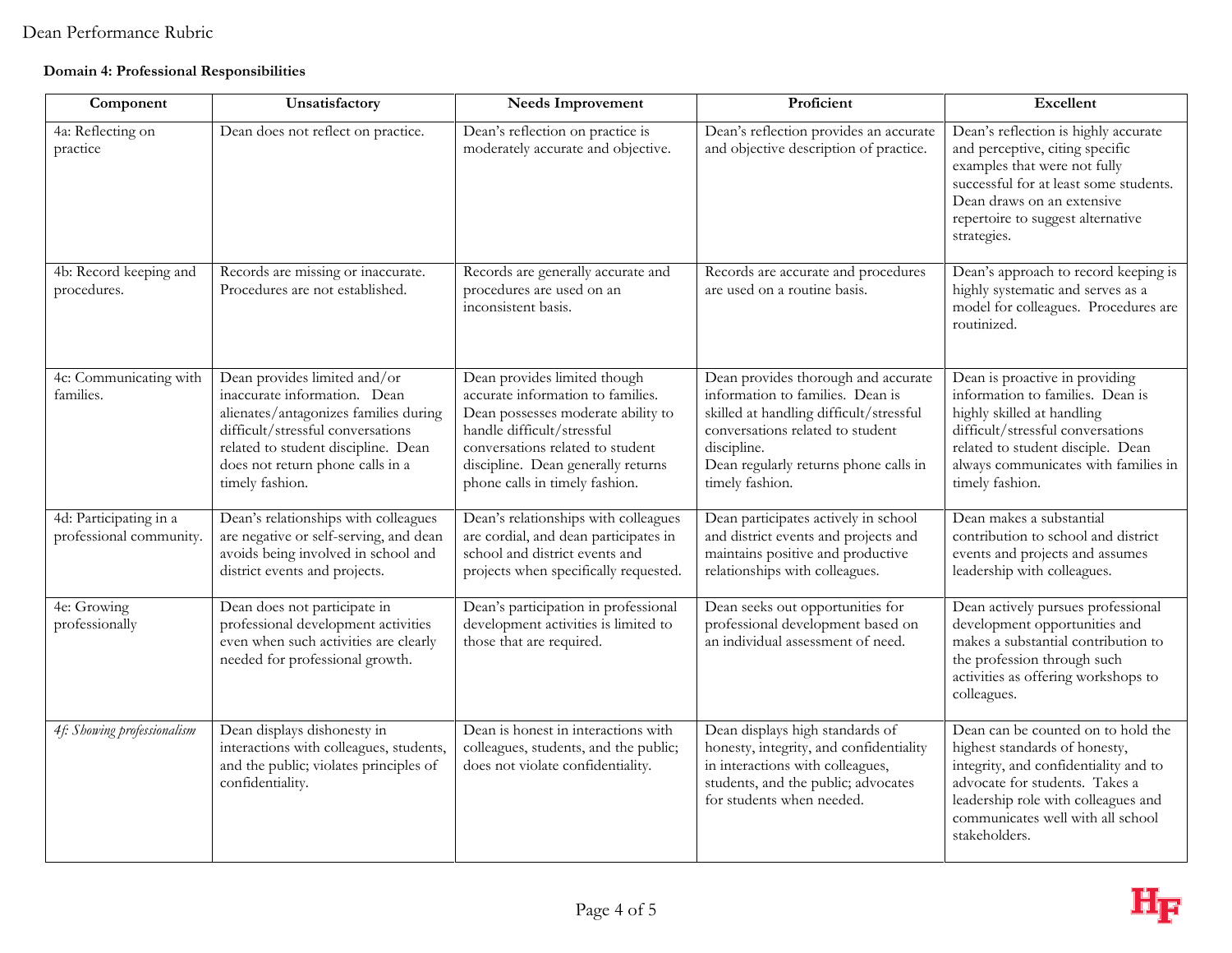Dean Performance Rubric

**Domain 4: Professional Responsibilities**

| Component | Unsatisfactory | Needs Improvement | Proficient | Excellent |
|---|---|---|---|---|
| 4a: Reflecting on practice | Dean does not reflect on practice. | Dean's reflection on practice is moderately accurate and objective. | Dean's reflection provides an accurate and objective description of practice. | Dean's reflection is highly accurate and perceptive, citing specific examples that were not fully successful for at least some students. Dean draws on an extensive repertoire to suggest alternative strategies. |
| 4b: Record keeping and procedures. | Records are missing or inaccurate. Procedures are not established. | Records are generally accurate and procedures are used on an inconsistent basis. | Records are accurate and procedures are used on a routine basis. | Dean's approach to record keeping is highly systematic and serves as a model for colleagues. Procedures are routinized. |
| 4c: Communicating with families. | Dean provides limited and/or inaccurate information. Dean alienates/antagonizes families during difficult/stressful conversations related to student discipline. Dean does not return phone calls in a timely fashion. | Dean provides limited though accurate information to families. Dean possesses moderate ability to handle difficult/stressful conversations related to student discipline. Dean generally returns phone calls in timely fashion. | Dean provides thorough and accurate information to families. Dean is skilled at handling difficult/stressful conversations related to student discipline. Dean regularly returns phone calls in timely fashion. | Dean is proactive in providing information to families. Dean is highly skilled at handling difficult/stressful conversations related to student disciple. Dean always communicates with families in timely fashion. |
| 4d: Participating in a professional community. | Dean's relationships with colleagues are negative or self-serving, and dean avoids being involved in school and district events and projects. | Dean's relationships with colleagues are cordial, and dean participates in school and district events and projects when specifically requested. | Dean participates actively in school and district events and projects and maintains positive and productive relationships with colleagues. | Dean makes a substantial contribution to school and district events and projects and assumes leadership with colleagues. |
| 4e: Growing professionally | Dean does not participate in professional development activities even when such activities are clearly needed for professional growth. | Dean's participation in professional development activities is limited to those that are required. | Dean seeks out opportunities for professional development based on an individual assessment of need. | Dean actively pursues professional development opportunities and makes a substantial contribution to the profession through such activities as offering workshops to colleagues. |
| *4f: Showing professionalism* | Dean displays dishonesty in interactions with colleagues, students, and the public; violates principles of confidentiality. | Dean is honest in interactions with colleagues, students, and the public; does not violate confidentiality. | Dean displays high standards of honesty, integrity, and confidentiality in interactions with colleagues, students, and the public; advocates for students when needed. | Dean can be counted on to hold the highest standards of honesty, integrity, and confidentiality and to advocate for students. Takes a leadership role with colleagues and communicates well with all school stakeholders. |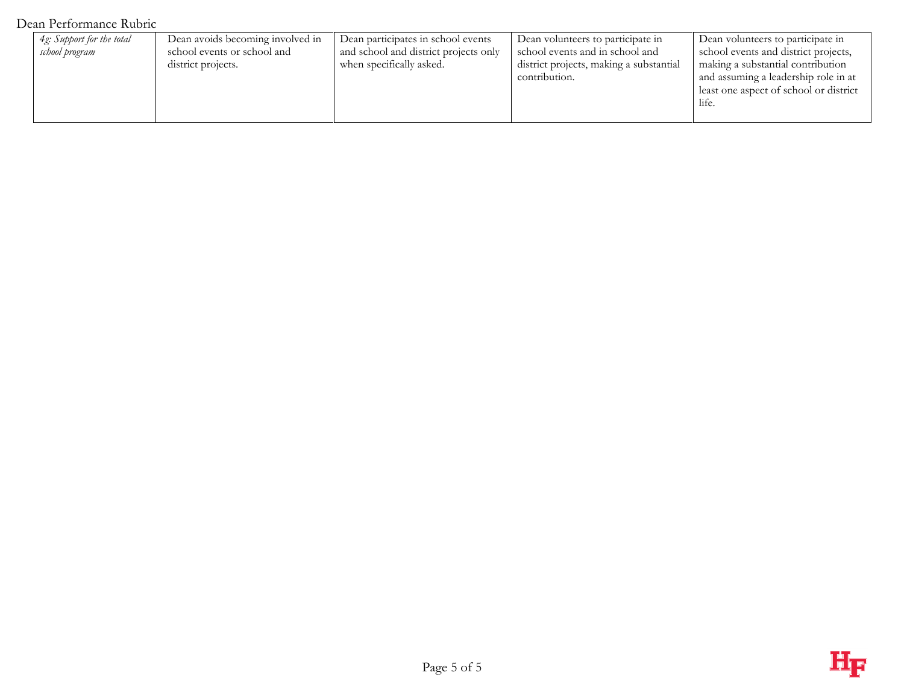| | | | | |
|---|---|---|---|---|
| *4g: Support for the total school program* | Dean avoids becoming involved in school events or school and district projects. | Dean participates in school events and school and district projects only when specifically asked. | Dean volunteers to participate in school events and in school and district projects, making a substantial contribution. | Dean volunteers to participate in school events and district projects, making a substantial contribution and assuming a leadership role in at least one aspect of school or district life. |